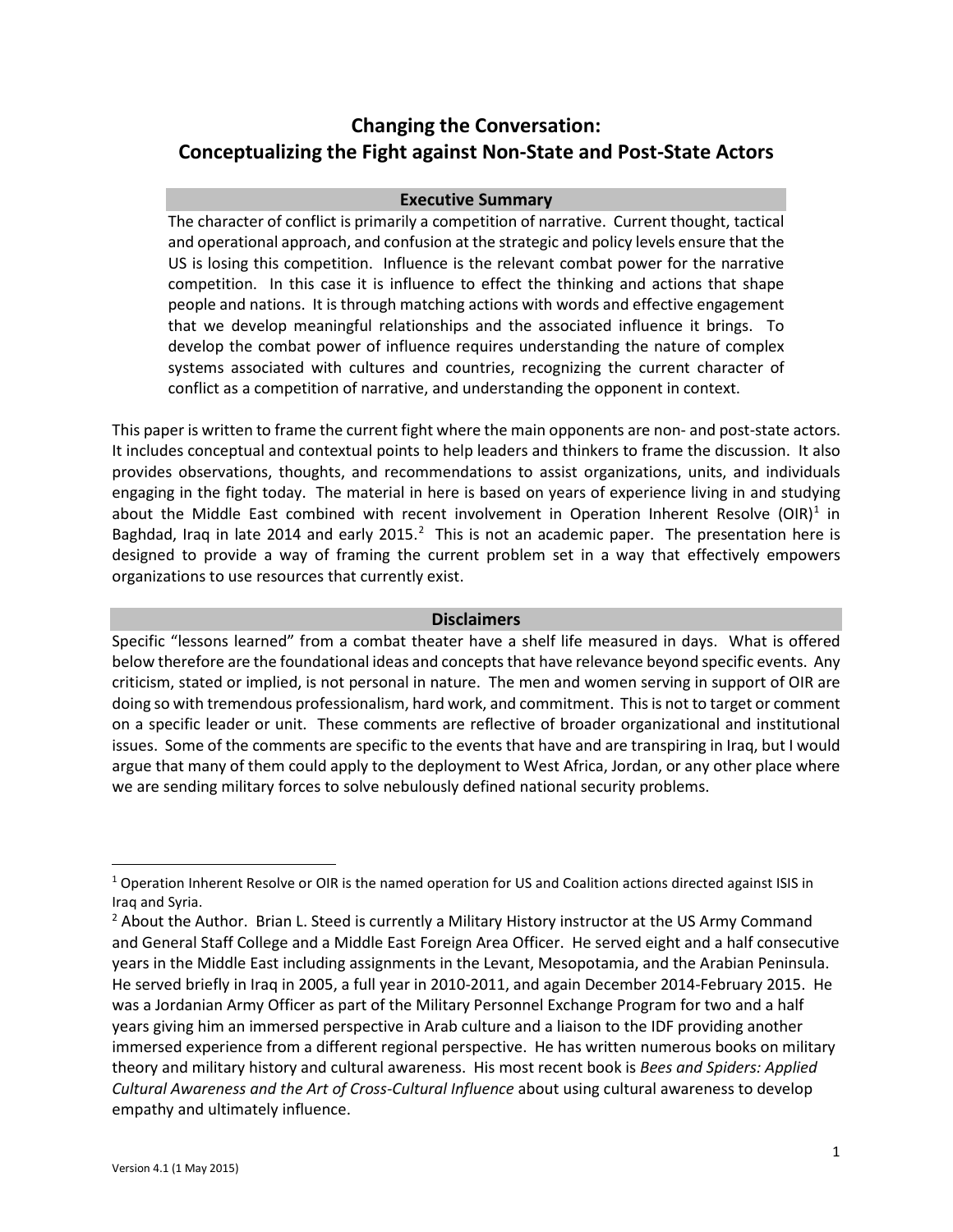# Changing the Conversation: Conceptualizing the Fight against Non-State and Post-State Actors

## Executive Summary

The character of conflict is primarily a competition of narrative. Current thought, tactical and operational approach, and confusion at the strategic and policy levels ensure that the US is losing this competition. Influence is the relevant combat power for the narrative competition. In this case it is influence to effect the thinking and actions that shape people and nations. It is through matching actions with words and effective engagement that we develop meaningful relationships and the associated influence it brings. To develop the combat power of influence requires understanding the nature of complex systems associated with cultures and countries, recognizing the current character of conflict as a competition of narrative, and understanding the opponent in context.

This paper is written to frame the current fight where the main opponents are non- and post-state actors. It includes conceptual and contextual points to help leaders and thinkers to frame the discussion. It also provides observations, thoughts, and recommendations to assist organizations, units, and individuals engaging in the fight today. The material in here is based on years of experience living in and studying about the Middle East combined with recent involvement in Operation Inherent Resolve (OIR)[1] in Baghdad, Iraq in late 2014 and early 2015.[2] This is not an academic paper. The presentation here is designed to provide a way of framing the current problem set in a way that effectively empowers organizations to use resources that currently exist.

## Disclaimers

Specific "lessons learned" from a combat theater have a shelf life measured in days. What is offered below therefore are the foundational ideas and concepts that have relevance beyond specific events. Any criticism, stated or implied, is not personal in nature. The men and women serving in support of OIR are doing so with tremendous professionalism, hard work, and commitment. This is not to target or comment on a specific leader or unit. These comments are reflective of broader organizational and institutional issues. Some of the comments are specific to the events that have and are transpiring in Iraq, but I would argue that many of them could apply to the deployment to West Africa, Jordan, or any other place where we are sending military forces to solve nebulously defined national security problems.

---

[1] Operation Inherent Resolve or OIR is the named operation for US and Coalition actions directed against ISIS in Iraq and Syria.

[2] About the Author. Brian L. Steed is currently a Military History instructor at the US Army Command and General Staff College and a Middle East Foreign Area Officer. He served eight and a half consecutive years in the Middle East including assignments in the Levant, Mesopotamia, and the Arabian Peninsula. He served briefly in Iraq in 2005, a full year in 2010-2011, and again December 2014-February 2015. He was a Jordanian Army Officer as part of the Military Personnel Exchange Program for two and a half years giving him an immersed perspective in Arab culture and a liaison to the IDF providing another immersed experience from a different regional perspective. He has written numerous books on military theory and military history and cultural awareness. His most recent book is *Bees and Spiders: Applied Cultural Awareness and the Art of Cross-Cultural Influence* about using cultural awareness to develop empathy and ultimately influence.

Version 4.1 (1 May 2015)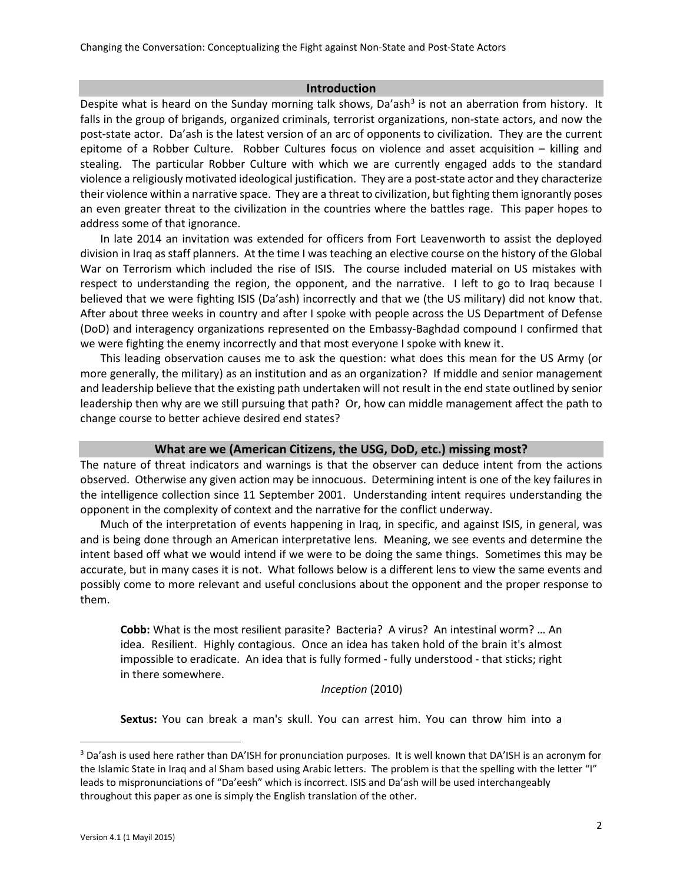## Introduction

Despite what is heard on the Sunday morning talk shows, Da'ash[3] is not an aberration from history. It falls in the group of brigands, organized criminals, terrorist organizations, non-state actors, and now the post-state actor. Da'ash is the latest version of an arc of opponents to civilization. They are the current epitome of a Robber Culture. Robber Cultures focus on violence and asset acquisition – killing and stealing. The particular Robber Culture with which we are currently engaged adds to the standard violence a religiously motivated ideological justification. They are a post-state actor and they characterize their violence within a narrative space. They are a threat to civilization, but fighting them ignorantly poses an even greater threat to the civilization in the countries where the battles rage. This paper hopes to address some of that ignorance.

In late 2014 an invitation was extended for officers from Fort Leavenworth to assist the deployed division in Iraq as staff planners. At the time I was teaching an elective course on the history of the Global War on Terrorism which included the rise of ISIS. The course included material on US mistakes with respect to understanding the region, the opponent, and the narrative. I left to go to Iraq because I believed that we were fighting ISIS (Da'ash) incorrectly and that we (the US military) did not know that. After about three weeks in country and after I spoke with people across the US Department of Defense (DoD) and interagency organizations represented on the Embassy-Baghdad compound I confirmed that we were fighting the enemy incorrectly and that most everyone I spoke with knew it.

This leading observation causes me to ask the question: what does this mean for the US Army (or more generally, the military) as an institution and as an organization? If middle and senior management and leadership believe that the existing path undertaken will not result in the end state outlined by senior leadership then why are we still pursuing that path? Or, how can middle management affect the path to change course to better achieve desired end states?

## What are we (American Citizens, the USG, DoD, etc.) missing most?

The nature of threat indicators and warnings is that the observer can deduce intent from the actions observed. Otherwise any given action may be innocuous. Determining intent is one of the key failures in the intelligence collection since 11 September 2001. Understanding intent requires understanding the opponent in the complexity of context and the narrative for the conflict underway.

Much of the interpretation of events happening in Iraq, in specific, and against ISIS, in general, was and is being done through an American interpretative lens. Meaning, we see events and determine the intent based off what we would intend if we were to be doing the same things. Sometimes this may be accurate, but in many cases it is not. What follows below is a different lens to view the same events and possibly come to more relevant and useful conclusions about the opponent and the proper response to them.

> **Cobb:** What is the most resilient parasite? Bacteria? A virus? An intestinal worm? … An idea. Resilient. Highly contagious. Once an idea has taken hold of the brain it's almost impossible to eradicate. An idea that is fully formed - fully understood - that sticks; right in there somewhere.
>
> *Inception* (2010)

> **Sextus:** You can break a man's skull. You can arrest him. You can throw him into a

[3] Da'ash is used here rather than DA'ISH for pronunciation purposes. It is well known that DA'ISH is an acronym for the Islamic State in Iraq and al Sham based using Arabic letters. The problem is that the spelling with the letter "I" leads to mispronunciations of "Da'eesh" which is incorrect. ISIS and Da'ash will be used interchangeably throughout this paper as one is simply the English translation of the other.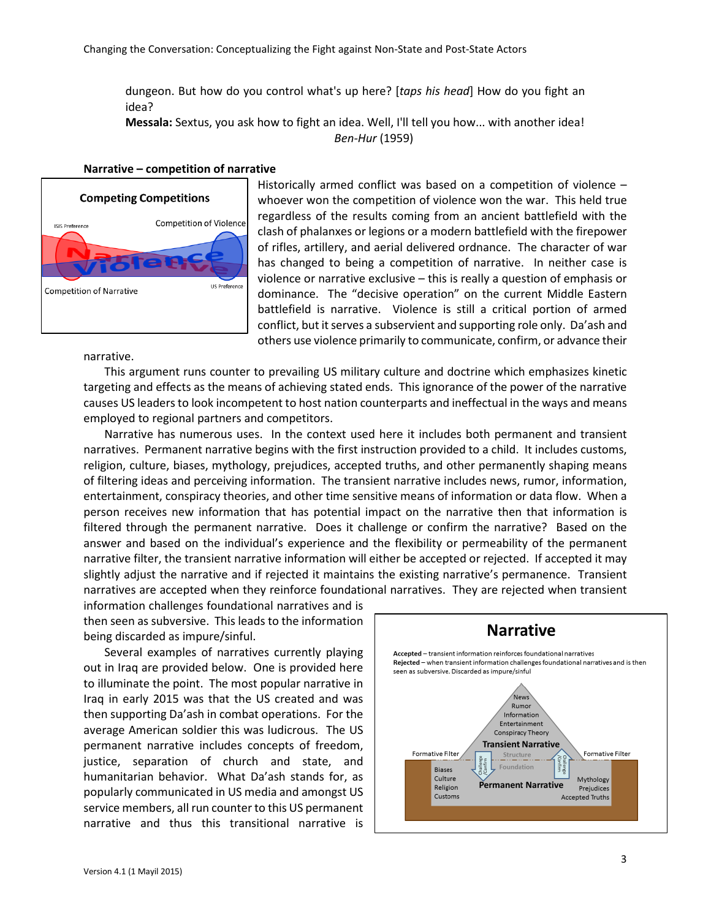dungeon. But how do you control what's up here? [*taps his head*] How do you fight an idea?
**Messala:** Sextus, you ask how to fight an idea. Well, I'll tell you how... with another idea!
*Ben-Hur* (1959)

**Narrative – competition of narrative**

Historically armed conflict was based on a competition of violence – whoever won the competition of violence won the war. This held true regardless of the results coming from an ancient battlefield with the clash of phalanxes or legions or a modern battlefield with the firepower of rifles, artillery, and aerial delivered ordnance. The character of war has changed to being a competition of narrative. In neither case is violence or narrative exclusive – this is really a question of emphasis or dominance. The "decisive operation" on the current Middle Eastern battlefield is narrative. Violence is still a critical portion of armed conflict, but it serves a subservient and supporting role only. Da'ash and others use violence primarily to communicate, confirm, or advance their narrative.

This argument runs counter to prevailing US military culture and doctrine which emphasizes kinetic targeting and effects as the means of achieving stated ends. This ignorance of the power of the narrative causes US leaders to look incompetent to host nation counterparts and ineffectual in the ways and means employed to regional partners and competitors.

Narrative has numerous uses. In the context used here it includes both permanent and transient narratives. Permanent narrative begins with the first instruction provided to a child. It includes customs, religion, culture, biases, mythology, prejudices, accepted truths, and other permanently shaping means of filtering ideas and perceiving information. The transient narrative includes news, rumor, information, entertainment, conspiracy theories, and other time sensitive means of information or data flow. When a person receives new information that has potential impact on the narrative then that information is filtered through the permanent narrative. Does it challenge or confirm the narrative? Based on the answer and based on the individual's experience and the flexibility or permeability of the permanent narrative filter, the transient narrative information will either be accepted or rejected. If accepted it may slightly adjust the narrative and if rejected it maintains the existing narrative's permanence. Transient narratives are accepted when they reinforce foundational narratives. They are rejected when transient information challenges foundational narratives and is then seen as subversive. This leads to the information being discarded as impure/sinful.

Several examples of narratives currently playing out in Iraq are provided below. One is provided here to illuminate the point. The most popular narrative in Iraq in early 2015 was that the US created and was then supporting Da'ash in combat operations. For the average American soldier this was ludicrous. The US permanent narrative includes concepts of freedom, justice, separation of church and state, and humanitarian behavior. What Da'ash stands for, as popularly communicated in US media and amongst US service members, all run counter to this US permanent narrative and thus this transitional narrative is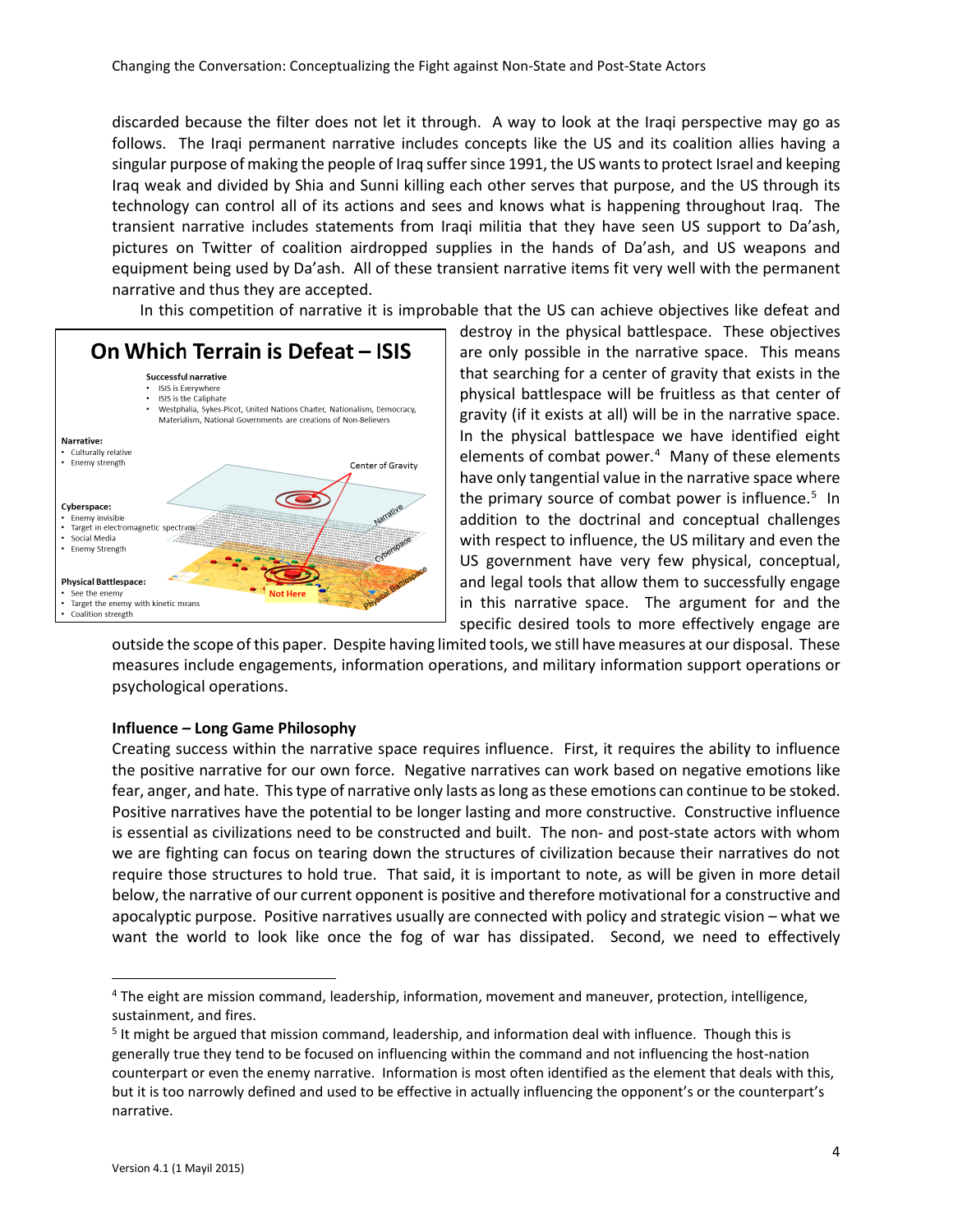discarded because the filter does not let it through. A way to look at the Iraqi perspective may go as follows. The Iraqi permanent narrative includes concepts like the US and its coalition allies having a singular purpose of making the people of Iraq suffer since 1991, the US wants to protect Israel and keeping Iraq weak and divided by Shia and Sunni killing each other serves that purpose, and the US through its technology can control all of its actions and sees and knows what is happening throughout Iraq. The transient narrative includes statements from Iraqi militia that they have seen US support to Da'ash, pictures on Twitter of coalition airdropped supplies in the hands of Da'ash, and US weapons and equipment being used by Da'ash. All of these transient narrative items fit very well with the permanent narrative and thus they are accepted.

In this competition of narrative it is improbable that the US can achieve objectives like defeat and destroy in the physical battlespace. These objectives are only possible in the narrative space. This means that searching for a center of gravity that exists in the physical battlespace will be fruitless as that center of gravity (if it exists at all) will be in the narrative space. In the physical battlespace we have identified eight elements of combat power.[4] Many of these elements have only tangential value in the narrative space where the primary source of combat power is influence.[5] In addition to the doctrinal and conceptual challenges with respect to influence, the US military and even the US government have very few physical, conceptual, and legal tools that allow them to successfully engage in this narrative space. The argument for and the specific desired tools to more effectively engage are outside the scope of this paper. Despite having limited tools, we still have measures at our disposal. These measures include engagements, information operations, and military information support operations or psychological operations.

**On Which Terrain is Defeat – ISIS**

Successful narrative
- ISIS is Everywhere
- ISIS is the Caliphate
- Westphalia, Sykes-Picot, United Nations Charter, Nationalism, Democracy, Materialism, National Governments are creations of Non-Believers

Narrative:
- Culturally relative
- Enemy strength

Cyberspace:
- Enemy invisible
- Target in electromagnetic spectrum
- Social Media
- Enemy Strength

Physical Battlespace:
- See the enemy
- Target the enemy with kinetic means
- Coalition strength

Center of Gravity — Narrative — Cyberspace — Physical Battlespace — Not Here

**Influence – Long Game Philosophy**

Creating success within the narrative space requires influence. First, it requires the ability to influence the positive narrative for our own force. Negative narratives can work based on negative emotions like fear, anger, and hate. This type of narrative only lasts as long as these emotions can continue to be stoked. Positive narratives have the potential to be longer lasting and more constructive. Constructive influence is essential as civilizations need to be constructed and built. The non- and post-state actors with whom we are fighting can focus on tearing down the structures of civilization because their narratives do not require those structures to hold true. That said, it is important to note, as will be given in more detail below, the narrative of our current opponent is positive and therefore motivational for a constructive and apocalyptic purpose. Positive narratives usually are connected with policy and strategic vision – what we want the world to look like once the fog of war has dissipated. Second, we need to effectively

[4] The eight are mission command, leadership, information, movement and maneuver, protection, intelligence, sustainment, and fires.

[5] It might be argued that mission command, leadership, and information deal with influence. Though this is generally true they tend to be focused on influencing within the command and not influencing the host-nation counterpart or even the enemy narrative. Information is most often identified as the element that deals with this, but it is too narrowly defined and used to be effective in actually influencing the opponent's or the counterpart's narrative.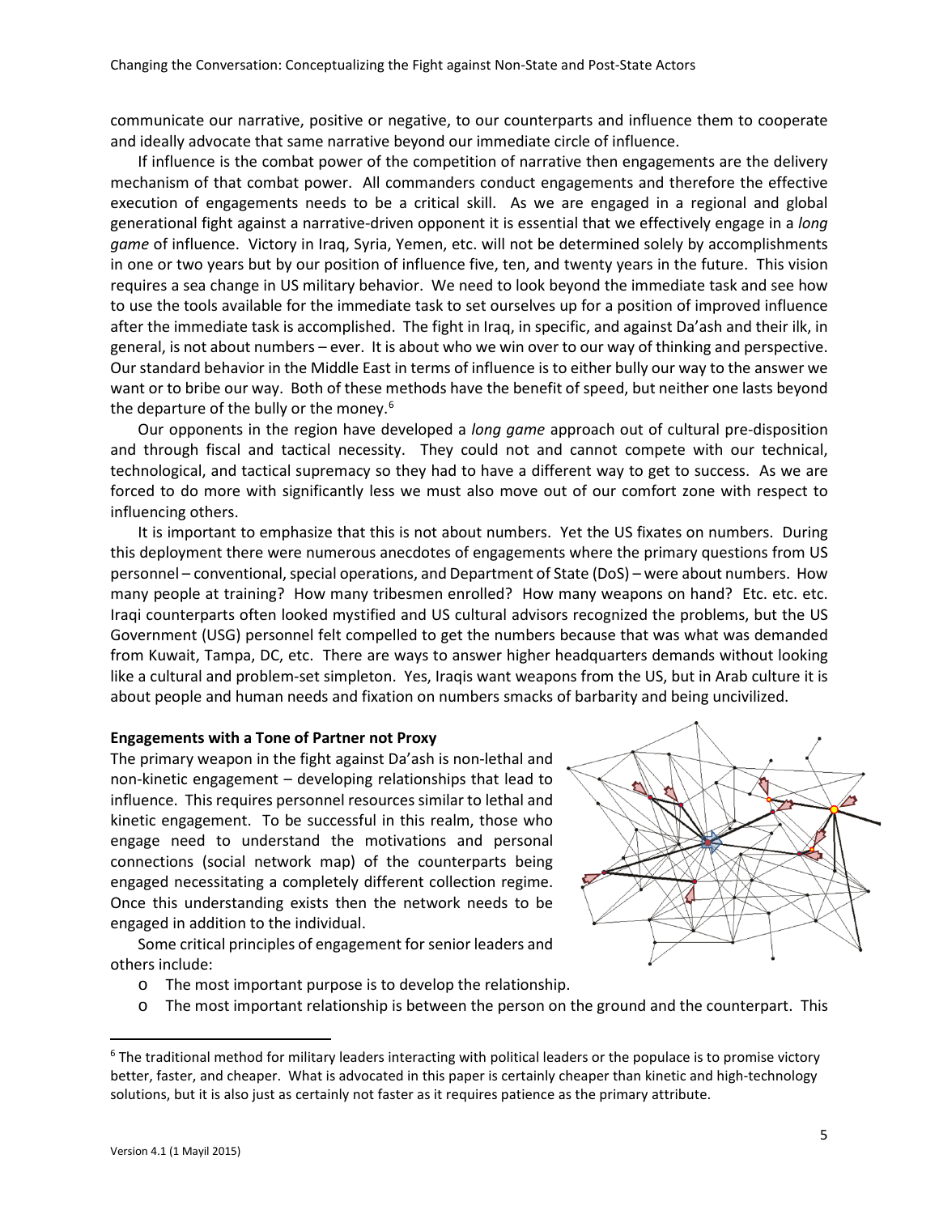communicate our narrative, positive or negative, to our counterparts and influence them to cooperate and ideally advocate that same narrative beyond our immediate circle of influence.

If influence is the combat power of the competition of narrative then engagements are the delivery mechanism of that combat power. All commanders conduct engagements and therefore the effective execution of engagements needs to be a critical skill. As we are engaged in a regional and global generational fight against a narrative-driven opponent it is essential that we effectively engage in a *long game* of influence. Victory in Iraq, Syria, Yemen, etc. will not be determined solely by accomplishments in one or two years but by our position of influence five, ten, and twenty years in the future. This vision requires a sea change in US military behavior. We need to look beyond the immediate task and see how to use the tools available for the immediate task to set ourselves up for a position of improved influence after the immediate task is accomplished. The fight in Iraq, in specific, and against Da'ash and their ilk, in general, is not about numbers – ever. It is about who we win over to our way of thinking and perspective. Our standard behavior in the Middle East in terms of influence is to either bully our way to the answer we want or to bribe our way. Both of these methods have the benefit of speed, but neither one lasts beyond the departure of the bully or the money.[6]

Our opponents in the region have developed a *long game* approach out of cultural pre-disposition and through fiscal and tactical necessity. They could not and cannot compete with our technical, technological, and tactical supremacy so they had to have a different way to get to success. As we are forced to do more with significantly less we must also move out of our comfort zone with respect to influencing others.

It is important to emphasize that this is not about numbers. Yet the US fixates on numbers. During this deployment there were numerous anecdotes of engagements where the primary questions from US personnel – conventional, special operations, and Department of State (DoS) – were about numbers. How many people at training? How many tribesmen enrolled? How many weapons on hand? Etc. etc. etc. Iraqi counterparts often looked mystified and US cultural advisors recognized the problems, but the US Government (USG) personnel felt compelled to get the numbers because that was what was demanded from Kuwait, Tampa, DC, etc. There are ways to answer higher headquarters demands without looking like a cultural and problem-set simpleton. Yes, Iraqis want weapons from the US, but in Arab culture it is about people and human needs and fixation on numbers smacks of barbarity and being uncivilized.

**Engagements with a Tone of Partner not Proxy**

The primary weapon in the fight against Da'ash is non-lethal and non-kinetic engagement – developing relationships that lead to influence. This requires personnel resources similar to lethal and kinetic engagement. To be successful in this realm, those who engage need to understand the motivations and personal connections (social network map) of the counterparts being engaged necessitating a completely different collection regime. Once this understanding exists then the network needs to be engaged in addition to the individual.

Some critical principles of engagement for senior leaders and others include:

- The most important purpose is to develop the relationship.
- The most important relationship is between the person on the ground and the counterpart. This

[6] The traditional method for military leaders interacting with political leaders or the populace is to promise victory better, faster, and cheaper. What is advocated in this paper is certainly cheaper than kinetic and high-technology solutions, but it is also just as certainly not faster as it requires patience as the primary attribute.

Version 4.1 (1 Mayil 2015)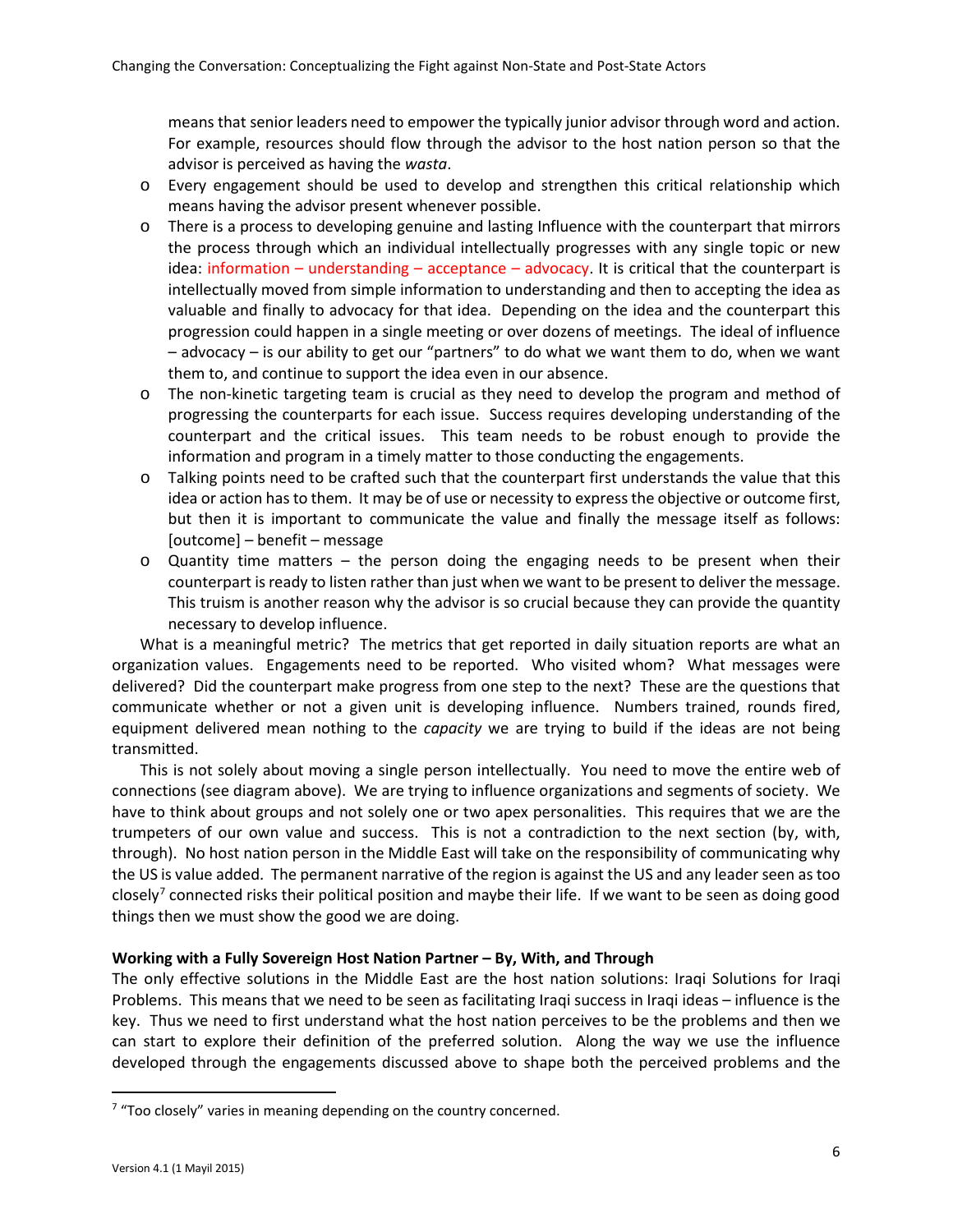means that senior leaders need to empower the typically junior advisor through word and action. For example, resources should flow through the advisor to the host nation person so that the advisor is perceived as having the *wasta*.

- Every engagement should be used to develop and strengthen this critical relationship which means having the advisor present whenever possible.
- There is a process to developing genuine and lasting Influence with the counterpart that mirrors the process through which an individual intellectually progresses with any single topic or new idea: information – understanding – acceptance – advocacy. It is critical that the counterpart is intellectually moved from simple information to understanding and then to accepting the idea as valuable and finally to advocacy for that idea. Depending on the idea and the counterpart this progression could happen in a single meeting or over dozens of meetings. The ideal of influence – advocacy – is our ability to get our "partners" to do what we want them to do, when we want them to, and continue to support the idea even in our absence.
- The non-kinetic targeting team is crucial as they need to develop the program and method of progressing the counterparts for each issue. Success requires developing understanding of the counterpart and the critical issues. This team needs to be robust enough to provide the information and program in a timely matter to those conducting the engagements.
- Talking points need to be crafted such that the counterpart first understands the value that this idea or action has to them. It may be of use or necessity to express the objective or outcome first, but then it is important to communicate the value and finally the message itself as follows: [outcome] – benefit – message
- Quantity time matters – the person doing the engaging needs to be present when their counterpart is ready to listen rather than just when we want to be present to deliver the message. This truism is another reason why the advisor is so crucial because they can provide the quantity necessary to develop influence.

What is a meaningful metric? The metrics that get reported in daily situation reports are what an organization values. Engagements need to be reported. Who visited whom? What messages were delivered? Did the counterpart make progress from one step to the next? These are the questions that communicate whether or not a given unit is developing influence. Numbers trained, rounds fired, equipment delivered mean nothing to the *capacity* we are trying to build if the ideas are not being transmitted.

This is not solely about moving a single person intellectually. You need to move the entire web of connections (see diagram above). We are trying to influence organizations and segments of society. We have to think about groups and not solely one or two apex personalities. This requires that we are the trumpeters of our own value and success. This is not a contradiction to the next section (by, with, through). No host nation person in the Middle East will take on the responsibility of communicating why the US is value added. The permanent narrative of the region is against the US and any leader seen as too closely[7] connected risks their political position and maybe their life. If we want to be seen as doing good things then we must show the good we are doing.

**Working with a Fully Sovereign Host Nation Partner – By, With, and Through**

The only effective solutions in the Middle East are the host nation solutions: Iraqi Solutions for Iraqi Problems. This means that we need to be seen as facilitating Iraqi success in Iraqi ideas – influence is the key. Thus we need to first understand what the host nation perceives to be the problems and then we can start to explore their definition of the preferred solution. Along the way we use the influence developed through the engagements discussed above to shape both the perceived problems and the

[7] "Too closely" varies in meaning depending on the country concerned.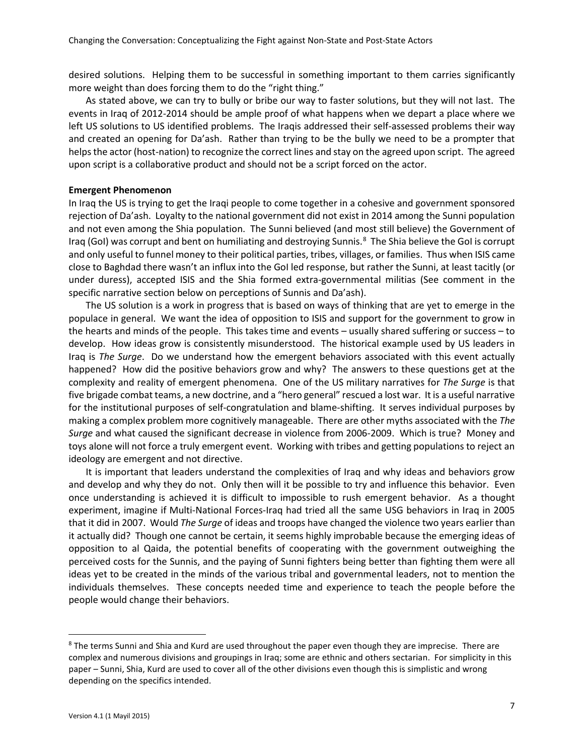desired solutions. Helping them to be successful in something important to them carries significantly more weight than does forcing them to do the "right thing."

As stated above, we can try to bully or bribe our way to faster solutions, but they will not last. The events in Iraq of 2012-2014 should be ample proof of what happens when we depart a place where we left US solutions to US identified problems. The Iraqis addressed their self-assessed problems their way and created an opening for Da'ash. Rather than trying to be the bully we need to be a prompter that helps the actor (host-nation) to recognize the correct lines and stay on the agreed upon script. The agreed upon script is a collaborative product and should not be a script forced on the actor.

**Emergent Phenomenon**

In Iraq the US is trying to get the Iraqi people to come together in a cohesive and government sponsored rejection of Da'ash. Loyalty to the national government did not exist in 2014 among the Sunni population and not even among the Shia population. The Sunni believed (and most still believe) the Government of Iraq (GoI) was corrupt and bent on humiliating and destroying Sunnis.[8] The Shia believe the GoI is corrupt and only useful to funnel money to their political parties, tribes, villages, or families. Thus when ISIS came close to Baghdad there wasn't an influx into the GoI led response, but rather the Sunni, at least tacitly (or under duress), accepted ISIS and the Shia formed extra-governmental militias (See comment in the specific narrative section below on perceptions of Sunnis and Da'ash).

The US solution is a work in progress that is based on ways of thinking that are yet to emerge in the populace in general. We want the idea of opposition to ISIS and support for the government to grow in the hearts and minds of the people. This takes time and events – usually shared suffering or success – to develop. How ideas grow is consistently misunderstood. The historical example used by US leaders in Iraq is *The Surge*. Do we understand how the emergent behaviors associated with this event actually happened? How did the positive behaviors grow and why? The answers to these questions get at the complexity and reality of emergent phenomena. One of the US military narratives for *The Surge* is that five brigade combat teams, a new doctrine, and a "hero general" rescued a lost war. It is a useful narrative for the institutional purposes of self-congratulation and blame-shifting. It serves individual purposes by making a complex problem more cognitively manageable. There are other myths associated with the *The Surge* and what caused the significant decrease in violence from 2006-2009. Which is true? Money and toys alone will not force a truly emergent event. Working with tribes and getting populations to reject an ideology are emergent and not directive.

It is important that leaders understand the complexities of Iraq and why ideas and behaviors grow and develop and why they do not. Only then will it be possible to try and influence this behavior. Even once understanding is achieved it is difficult to impossible to rush emergent behavior. As a thought experiment, imagine if Multi-National Forces-Iraq had tried all the same USG behaviors in Iraq in 2005 that it did in 2007. Would *The Surge* of ideas and troops have changed the violence two years earlier than it actually did? Though one cannot be certain, it seems highly improbable because the emerging ideas of opposition to al Qaida, the potential benefits of cooperating with the government outweighing the perceived costs for the Sunnis, and the paying of Sunni fighters being better than fighting them were all ideas yet to be created in the minds of the various tribal and governmental leaders, not to mention the individuals themselves. These concepts needed time and experience to teach the people before the people would change their behaviors.

---

[8] The terms Sunni and Shia and Kurd are used throughout the paper even though they are imprecise. There are complex and numerous divisions and groupings in Iraq; some are ethnic and others sectarian. For simplicity in this paper – Sunni, Shia, Kurd are used to cover all of the other divisions even though this is simplistic and wrong depending on the specifics intended.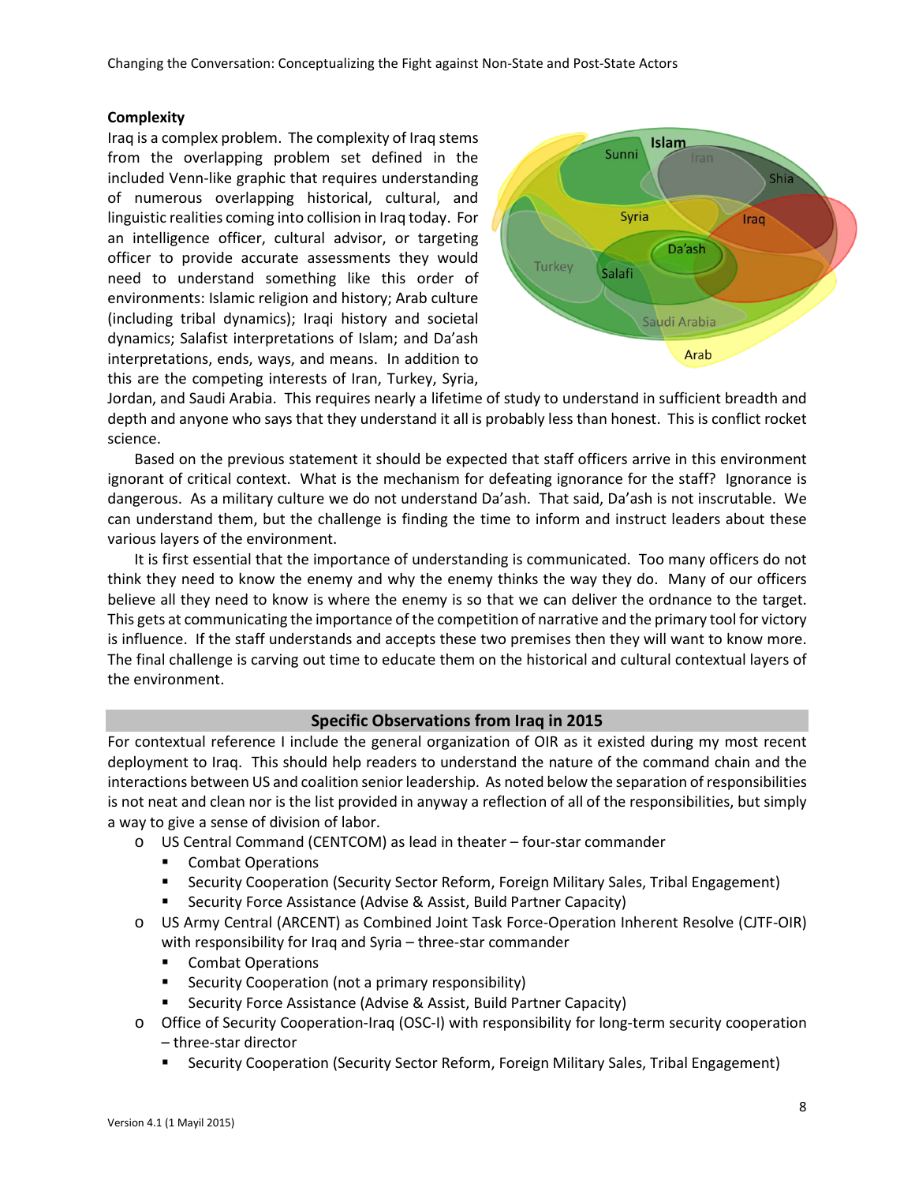**Complexity**

Iraq is a complex problem. The complexity of Iraq stems from the overlapping problem set defined in the included Venn-like graphic that requires understanding of numerous overlapping historical, cultural, and linguistic realities coming into collision in Iraq today. For an intelligence officer, cultural advisor, or targeting officer to provide accurate assessments they would need to understand something like this order of environments: Islamic religion and history; Arab culture (including tribal dynamics); Iraqi history and societal dynamics; Salafist interpretations of Islam; and Da'ash interpretations, ends, ways, and means. In addition to this are the competing interests of Iran, Turkey, Syria, Jordan, and Saudi Arabia. This requires nearly a lifetime of study to understand in sufficient breadth and depth and anyone who says that they understand it all is probably less than honest. This is conflict rocket science.

Based on the previous statement it should be expected that staff officers arrive in this environment ignorant of critical context. What is the mechanism for defeating ignorance for the staff? Ignorance is dangerous. As a military culture we do not understand Da'ash. That said, Da'ash is not inscrutable. We can understand them, but the challenge is finding the time to inform and instruct leaders about these various layers of the environment.

It is first essential that the importance of understanding is communicated. Too many officers do not think they need to know the enemy and why the enemy thinks the way they do. Many of our officers believe all they need to know is where the enemy is so that we can deliver the ordnance to the target. This gets at communicating the importance of the competition of narrative and the primary tool for victory is influence. If the staff understands and accepts these two premises then they will want to know more. The final challenge is carving out time to educate them on the historical and cultural contextual layers of the environment.

## Specific Observations from Iraq in 2015

For contextual reference I include the general organization of OIR as it existed during my most recent deployment to Iraq. This should help readers to understand the nature of the command chain and the interactions between US and coalition senior leadership. As noted below the separation of responsibilities is not neat and clean nor is the list provided in anyway a reflection of all of the responsibilities, but simply a way to give a sense of division of labor.

- US Central Command (CENTCOM) as lead in theater – four-star commander
  - Combat Operations
  - Security Cooperation (Security Sector Reform, Foreign Military Sales, Tribal Engagement)
  - Security Force Assistance (Advise & Assist, Build Partner Capacity)
- US Army Central (ARCENT) as Combined Joint Task Force-Operation Inherent Resolve (CJTF-OIR) with responsibility for Iraq and Syria – three-star commander
  - Combat Operations
  - Security Cooperation (not a primary responsibility)
  - Security Force Assistance (Advise & Assist, Build Partner Capacity)
- Office of Security Cooperation-Iraq (OSC-I) with responsibility for long-term security cooperation – three-star director
  - Security Cooperation (Security Sector Reform, Foreign Military Sales, Tribal Engagement)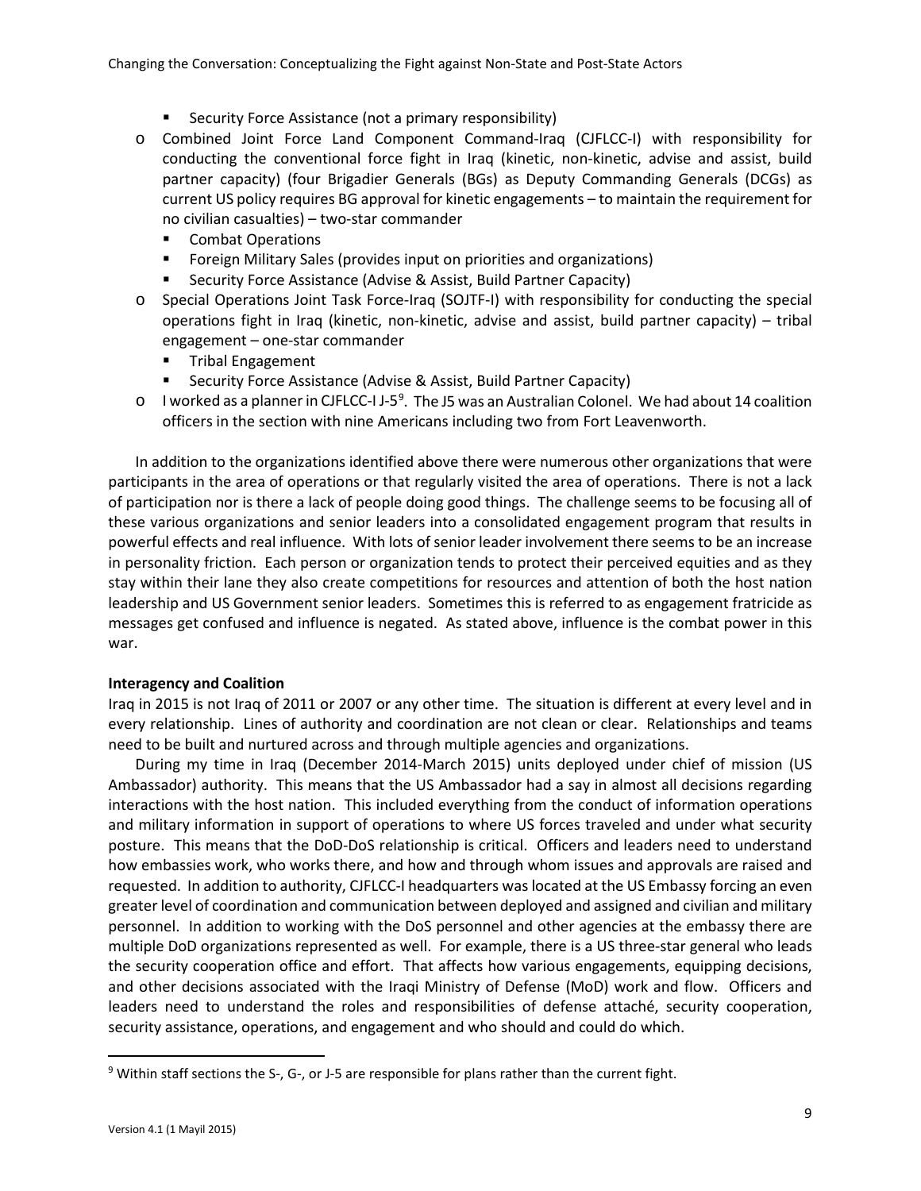- Security Force Assistance (not a primary responsibility)
- Combined Joint Force Land Component Command-Iraq (CJFLCC-I) with responsibility for conducting the conventional force fight in Iraq (kinetic, non-kinetic, advise and assist, build partner capacity) (four Brigadier Generals (BGs) as Deputy Commanding Generals (DCGs) as current US policy requires BG approval for kinetic engagements – to maintain the requirement for no civilian casualties) – two-star commander
  - Combat Operations
  - Foreign Military Sales (provides input on priorities and organizations)
  - Security Force Assistance (Advise & Assist, Build Partner Capacity)
- Special Operations Joint Task Force-Iraq (SOJTF-I) with responsibility for conducting the special operations fight in Iraq (kinetic, non-kinetic, advise and assist, build partner capacity) – tribal engagement – one-star commander
  - Tribal Engagement
  - Security Force Assistance (Advise & Assist, Build Partner Capacity)
- I worked as a planner in CJFLCC-I J-5[9]. The J5 was an Australian Colonel. We had about 14 coalition officers in the section with nine Americans including two from Fort Leavenworth.

In addition to the organizations identified above there were numerous other organizations that were participants in the area of operations or that regularly visited the area of operations. There is not a lack of participation nor is there a lack of people doing good things. The challenge seems to be focusing all of these various organizations and senior leaders into a consolidated engagement program that results in powerful effects and real influence. With lots of senior leader involvement there seems to be an increase in personality friction. Each person or organization tends to protect their perceived equities and as they stay within their lane they also create competitions for resources and attention of both the host nation leadership and US Government senior leaders. Sometimes this is referred to as engagement fratricide as messages get confused and influence is negated. As stated above, influence is the combat power in this war.

**Interagency and Coalition**

Iraq in 2015 is not Iraq of 2011 or 2007 or any other time. The situation is different at every level and in every relationship. Lines of authority and coordination are not clean or clear. Relationships and teams need to be built and nurtured across and through multiple agencies and organizations.

During my time in Iraq (December 2014-March 2015) units deployed under chief of mission (US Ambassador) authority. This means that the US Ambassador had a say in almost all decisions regarding interactions with the host nation. This included everything from the conduct of information operations and military information in support of operations to where US forces traveled and under what security posture. This means that the DoD-DoS relationship is critical. Officers and leaders need to understand how embassies work, who works there, and how and through whom issues and approvals are raised and requested. In addition to authority, CJFLCC-I headquarters was located at the US Embassy forcing an even greater level of coordination and communication between deployed and assigned and civilian and military personnel. In addition to working with the DoS personnel and other agencies at the embassy there are multiple DoD organizations represented as well. For example, there is a US three-star general who leads the security cooperation office and effort. That affects how various engagements, equipping decisions, and other decisions associated with the Iraqi Ministry of Defense (MoD) work and flow. Officers and leaders need to understand the roles and responsibilities of defense attaché, security cooperation, security assistance, operations, and engagement and who should and could do which.

[9] Within staff sections the S-, G-, or J-5 are responsible for plans rather than the current fight.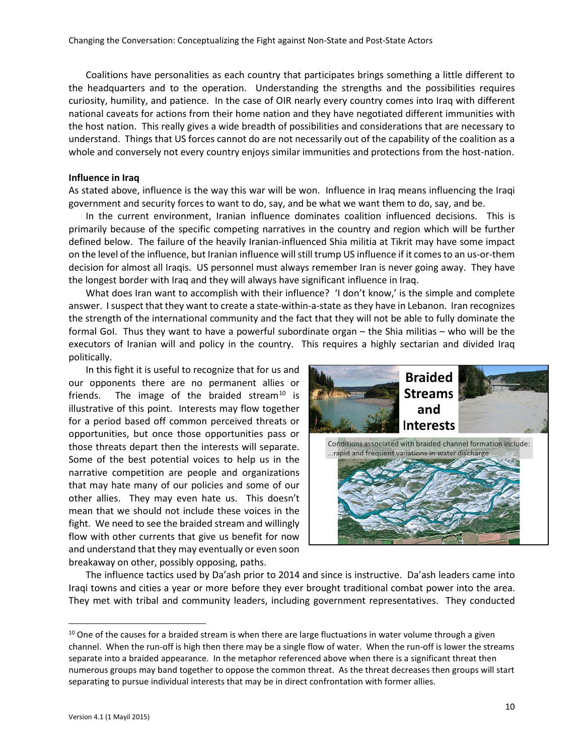Coalitions have personalities as each country that participates brings something a little different to the headquarters and to the operation. Understanding the strengths and the possibilities requires curiosity, humility, and patience. In the case of OIR nearly every country comes into Iraq with different national caveats for actions from their home nation and they have negotiated different immunities with the host nation. This really gives a wide breadth of possibilities and considerations that are necessary to understand. Things that US forces cannot do are not necessarily out of the capability of the coalition as a whole and conversely not every country enjoys similar immunities and protections from the host-nation.

**Influence in Iraq**

As stated above, influence is the way this war will be won. Influence in Iraq means influencing the Iraqi government and security forces to want to do, say, and be what we want them to do, say, and be.

In the current environment, Iranian influence dominates coalition influenced decisions. This is primarily because of the specific competing narratives in the country and region which will be further defined below. The failure of the heavily Iranian-influenced Shia militia at Tikrit may have some impact on the level of the influence, but Iranian influence will still trump US influence if it comes to an us-or-them decision for almost all Iraqis. US personnel must always remember Iran is never going away. They have the longest border with Iraq and they will always have significant influence in Iraq.

What does Iran want to accomplish with their influence? 'I don't know,' is the simple and complete answer. I suspect that they want to create a state-within-a-state as they have in Lebanon. Iran recognizes the strength of the international community and the fact that they will not be able to fully dominate the formal GoI. Thus they want to have a powerful subordinate organ – the Shia militias – who will be the executors of Iranian will and policy in the country. This requires a highly sectarian and divided Iraq politically.

In this fight it is useful to recognize that for us and our opponents there are no permanent allies or friends. The image of the braided stream[10] is illustrative of this point. Interests may flow together for a period based off common perceived threats or opportunities, but once those opportunities pass or those threats depart then the interests will separate. Some of the best potential voices to help us in the narrative competition are people and organizations that may hate many of our policies and some of our other allies. They may even hate us. This doesn't mean that we should not include these voices in the fight. We need to see the braided stream and willingly flow with other currents that give us benefit for now and understand that they may eventually or even soon breakaway on other, possibly opposing, paths.

**Braided Streams and Interests**

Conditions associated with braided channel formation include: ...rapid and frequent variations in water discharge

The influence tactics used by Da'ash prior to 2014 and since is instructive. Da'ash leaders came into Iraqi towns and cities a year or more before they ever brought traditional combat power into the area. They met with tribal and community leaders, including government representatives. They conducted

[10] One of the causes for a braided stream is when there are large fluctuations in water volume through a given channel. When the run-off is high then there may be a single flow of water. When the run-off is lower the streams separate into a braided appearance. In the metaphor referenced above when there is a significant threat then numerous groups may band together to oppose the common threat. As the threat decreases then groups will start separating to pursue individual interests that may be in direct confrontation with former allies.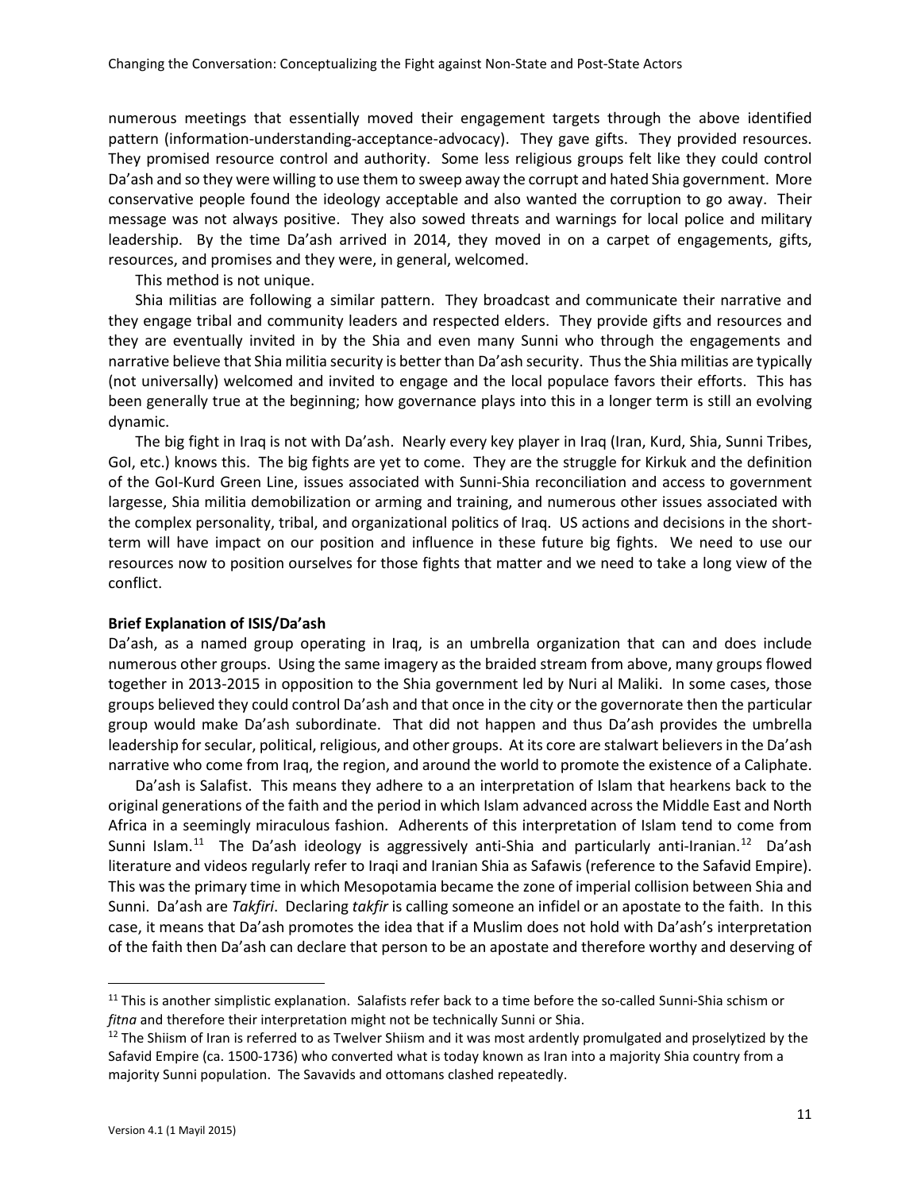numerous meetings that essentially moved their engagement targets through the above identified pattern (information-understanding-acceptance-advocacy). They gave gifts. They provided resources. They promised resource control and authority. Some less religious groups felt like they could control Da'ash and so they were willing to use them to sweep away the corrupt and hated Shia government. More conservative people found the ideology acceptable and also wanted the corruption to go away. Their message was not always positive. They also sowed threats and warnings for local police and military leadership. By the time Da'ash arrived in 2014, they moved in on a carpet of engagements, gifts, resources, and promises and they were, in general, welcomed.

This method is not unique.

Shia militias are following a similar pattern. They broadcast and communicate their narrative and they engage tribal and community leaders and respected elders. They provide gifts and resources and they are eventually invited in by the Shia and even many Sunni who through the engagements and narrative believe that Shia militia security is better than Da'ash security. Thus the Shia militias are typically (not universally) welcomed and invited to engage and the local populace favors their efforts. This has been generally true at the beginning; how governance plays into this in a longer term is still an evolving dynamic.

The big fight in Iraq is not with Da'ash. Nearly every key player in Iraq (Iran, Kurd, Shia, Sunni Tribes, GoI, etc.) knows this. The big fights are yet to come. They are the struggle for Kirkuk and the definition of the GoI-Kurd Green Line, issues associated with Sunni-Shia reconciliation and access to government largesse, Shia militia demobilization or arming and training, and numerous other issues associated with the complex personality, tribal, and organizational politics of Iraq. US actions and decisions in the short-term will have impact on our position and influence in these future big fights. We need to use our resources now to position ourselves for those fights that matter and we need to take a long view of the conflict.

**Brief Explanation of ISIS/Da'ash**

Da'ash, as a named group operating in Iraq, is an umbrella organization that can and does include numerous other groups. Using the same imagery as the braided stream from above, many groups flowed together in 2013-2015 in opposition to the Shia government led by Nuri al Maliki. In some cases, those groups believed they could control Da'ash and that once in the city or the governorate then the particular group would make Da'ash subordinate. That did not happen and thus Da'ash provides the umbrella leadership for secular, political, religious, and other groups. At its core are stalwart believers in the Da'ash narrative who come from Iraq, the region, and around the world to promote the existence of a Caliphate.

Da'ash is Salafist. This means they adhere to a an interpretation of Islam that hearkens back to the original generations of the faith and the period in which Islam advanced across the Middle East and North Africa in a seemingly miraculous fashion. Adherents of this interpretation of Islam tend to come from Sunni Islam.[11] The Da'ash ideology is aggressively anti-Shia and particularly anti-Iranian.[12] Da'ash literature and videos regularly refer to Iraqi and Iranian Shia as Safawis (reference to the Safavid Empire). This was the primary time in which Mesopotamia became the zone of imperial collision between Shia and Sunni. Da'ash are *Takfiri*. Declaring *takfir* is calling someone an infidel or an apostate to the faith. In this case, it means that Da'ash promotes the idea that if a Muslim does not hold with Da'ash's interpretation of the faith then Da'ash can declare that person to be an apostate and therefore worthy and deserving of

---

[11] This is another simplistic explanation. Salafists refer back to a time before the so-called Sunni-Shia schism or *fitna* and therefore their interpretation might not be technically Sunni or Shia.

[12] The Shiism of Iran is referred to as Twelver Shiism and it was most ardently promulgated and proselytized by the Safavid Empire (ca. 1500-1736) who converted what is today known as Iran into a majority Shia country from a majority Sunni population. The Savavids and ottomans clashed repeatedly.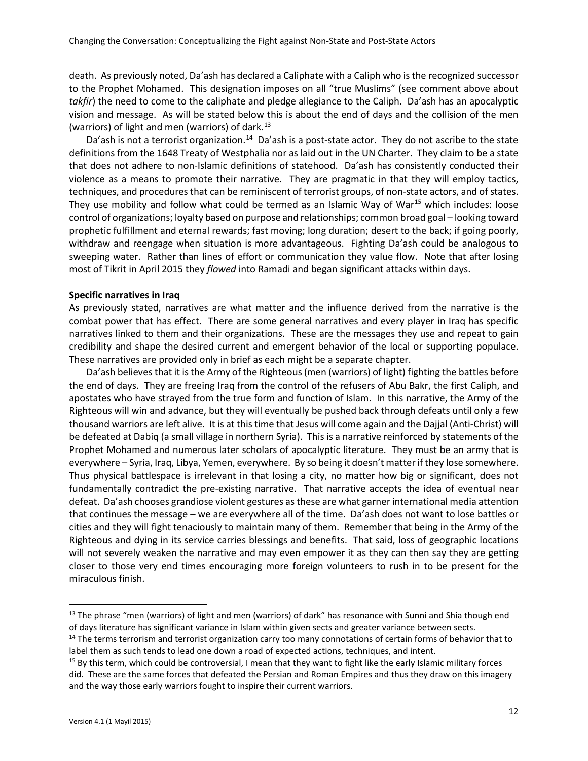death. As previously noted, Da'ash has declared a Caliphate with a Caliph who is the recognized successor to the Prophet Mohamed. This designation imposes on all "true Muslims" (see comment above about *takfir*) the need to come to the caliphate and pledge allegiance to the Caliph. Da'ash has an apocalyptic vision and message. As will be stated below this is about the end of days and the collision of the men (warriors) of light and men (warriors) of dark.[13]

Da'ash is not a terrorist organization.[14] Da'ash is a post-state actor. They do not ascribe to the state definitions from the 1648 Treaty of Westphalia nor as laid out in the UN Charter. They claim to be a state that does not adhere to non-Islamic definitions of statehood. Da'ash has consistently conducted their violence as a means to promote their narrative. They are pragmatic in that they will employ tactics, techniques, and procedures that can be reminiscent of terrorist groups, of non-state actors, and of states. They use mobility and follow what could be termed as an Islamic Way of War[15] which includes: loose control of organizations; loyalty based on purpose and relationships; common broad goal – looking toward prophetic fulfillment and eternal rewards; fast moving; long duration; desert to the back; if going poorly, withdraw and reengage when situation is more advantageous. Fighting Da'ash could be analogous to sweeping water. Rather than lines of effort or communication they value flow. Note that after losing most of Tikrit in April 2015 they *flowed* into Ramadi and began significant attacks within days.

**Specific narratives in Iraq**

As previously stated, narratives are what matter and the influence derived from the narrative is the combat power that has effect. There are some general narratives and every player in Iraq has specific narratives linked to them and their organizations. These are the messages they use and repeat to gain credibility and shape the desired current and emergent behavior of the local or supporting populace. These narratives are provided only in brief as each might be a separate chapter.

Da'ash believes that it is the Army of the Righteous (men (warriors) of light) fighting the battles before the end of days. They are freeing Iraq from the control of the refusers of Abu Bakr, the first Caliph, and apostates who have strayed from the true form and function of Islam. In this narrative, the Army of the Righteous will win and advance, but they will eventually be pushed back through defeats until only a few thousand warriors are left alive. It is at this time that Jesus will come again and the Dajjal (Anti-Christ) will be defeated at Dabiq (a small village in northern Syria). This is a narrative reinforced by statements of the Prophet Mohamed and numerous later scholars of apocalyptic literature. They must be an army that is everywhere – Syria, Iraq, Libya, Yemen, everywhere. By so being it doesn't matter if they lose somewhere. Thus physical battlespace is irrelevant in that losing a city, no matter how big or significant, does not fundamentally contradict the pre-existing narrative. That narrative accepts the idea of eventual near defeat. Da'ash chooses grandiose violent gestures as these are what garner international media attention that continues the message – we are everywhere all of the time. Da'ash does not want to lose battles or cities and they will fight tenaciously to maintain many of them. Remember that being in the Army of the Righteous and dying in its service carries blessings and benefits. That said, loss of geographic locations will not severely weaken the narrative and may even empower it as they can then say they are getting closer to those very end times encouraging more foreign volunteers to rush in to be present for the miraculous finish.

---

[13] The phrase "men (warriors) of light and men (warriors) of dark" has resonance with Sunni and Shia though end of days literature has significant variance in Islam within given sects and greater variance between sects.

[14] The terms terrorism and terrorist organization carry too many connotations of certain forms of behavior that to label them as such tends to lead one down a road of expected actions, techniques, and intent.

[15] By this term, which could be controversial, I mean that they want to fight like the early Islamic military forces did. These are the same forces that defeated the Persian and Roman Empires and thus they draw on this imagery and the way those early warriors fought to inspire their current warriors.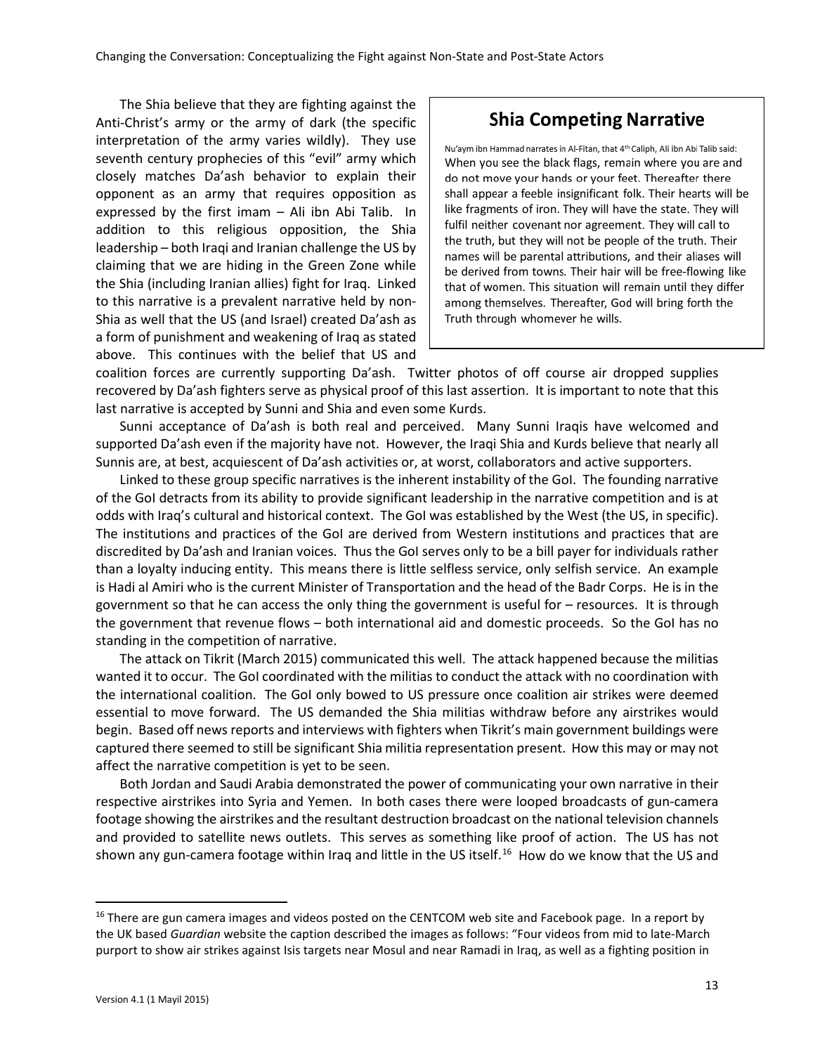The Shia believe that they are fighting against the Anti-Christ's army or the army of dark (the specific interpretation of the army varies wildly). They use seventh century prophecies of this "evil" army which closely matches Da'ash behavior to explain their opponent as an army that requires opposition as expressed by the first imam – Ali ibn Abi Talib. In addition to this religious opposition, the Shia leadership – both Iraqi and Iranian challenge the US by claiming that we are hiding in the Green Zone while the Shia (including Iranian allies) fight for Iraq. Linked to this narrative is a prevalent narrative held by non-Shia as well that the US (and Israel) created Da'ash as a form of punishment and weakening of Iraq as stated above. This continues with the belief that US and coalition forces are currently supporting Da'ash. Twitter photos of off course air dropped supplies recovered by Da'ash fighters serve as physical proof of this last assertion. It is important to note that this last narrative is accepted by Sunni and Shia and even some Kurds.

> ## Shia Competing Narrative
>
> Nu'aym ibn Hammad narrates in Al-Fitan, that 4th Caliph, Ali ibn Abi Talib said:
> When you see the black flags, remain where you are and do not move your hands or your feet. Thereafter there shall appear a feeble insignificant folk. Their hearts will be like fragments of iron. They will have the state. They will fulfil neither covenant nor agreement. They will call to the truth, but they will not be people of the truth. Their names will be parental attributions, and their aliases will be derived from towns. Their hair will be free-flowing like that of women. This situation will remain until they differ among themselves. Thereafter, God will bring forth the Truth through whomever he wills.

Sunni acceptance of Da'ash is both real and perceived. Many Sunni Iraqis have welcomed and supported Da'ash even if the majority have not. However, the Iraqi Shia and Kurds believe that nearly all Sunnis are, at best, acquiescent of Da'ash activities or, at worst, collaborators and active supporters.

Linked to these group specific narratives is the inherent instability of the GoI. The founding narrative of the GoI detracts from its ability to provide significant leadership in the narrative competition and is at odds with Iraq's cultural and historical context. The GoI was established by the West (the US, in specific). The institutions and practices of the GoI are derived from Western institutions and practices that are discredited by Da'ash and Iranian voices. Thus the GoI serves only to be a bill payer for individuals rather than a loyalty inducing entity. This means there is little selfless service, only selfish service. An example is Hadi al Amiri who is the current Minister of Transportation and the head of the Badr Corps. He is in the government so that he can access the only thing the government is useful for – resources. It is through the government that revenue flows – both international aid and domestic proceeds. So the GoI has no standing in the competition of narrative.

The attack on Tikrit (March 2015) communicated this well. The attack happened because the militias wanted it to occur. The GoI coordinated with the militias to conduct the attack with no coordination with the international coalition. The GoI only bowed to US pressure once coalition air strikes were deemed essential to move forward. The US demanded the Shia militias withdraw before any airstrikes would begin. Based off news reports and interviews with fighters when Tikrit's main government buildings were captured there seemed to still be significant Shia militia representation present. How this may or may not affect the narrative competition is yet to be seen.

Both Jordan and Saudi Arabia demonstrated the power of communicating your own narrative in their respective airstrikes into Syria and Yemen. In both cases there were looped broadcasts of gun-camera footage showing the airstrikes and the resultant destruction broadcast on the national television channels and provided to satellite news outlets. This serves as something like proof of action. The US has not shown any gun-camera footage within Iraq and little in the US itself.[16] How do we know that the US and

---

[16] There are gun camera images and videos posted on the CENTCOM web site and Facebook page. In a report by the UK based *Guardian* website the caption described the images as follows: "Four videos from mid to late-March purport to show air strikes against Isis targets near Mosul and near Ramadi in Iraq, as well as a fighting position in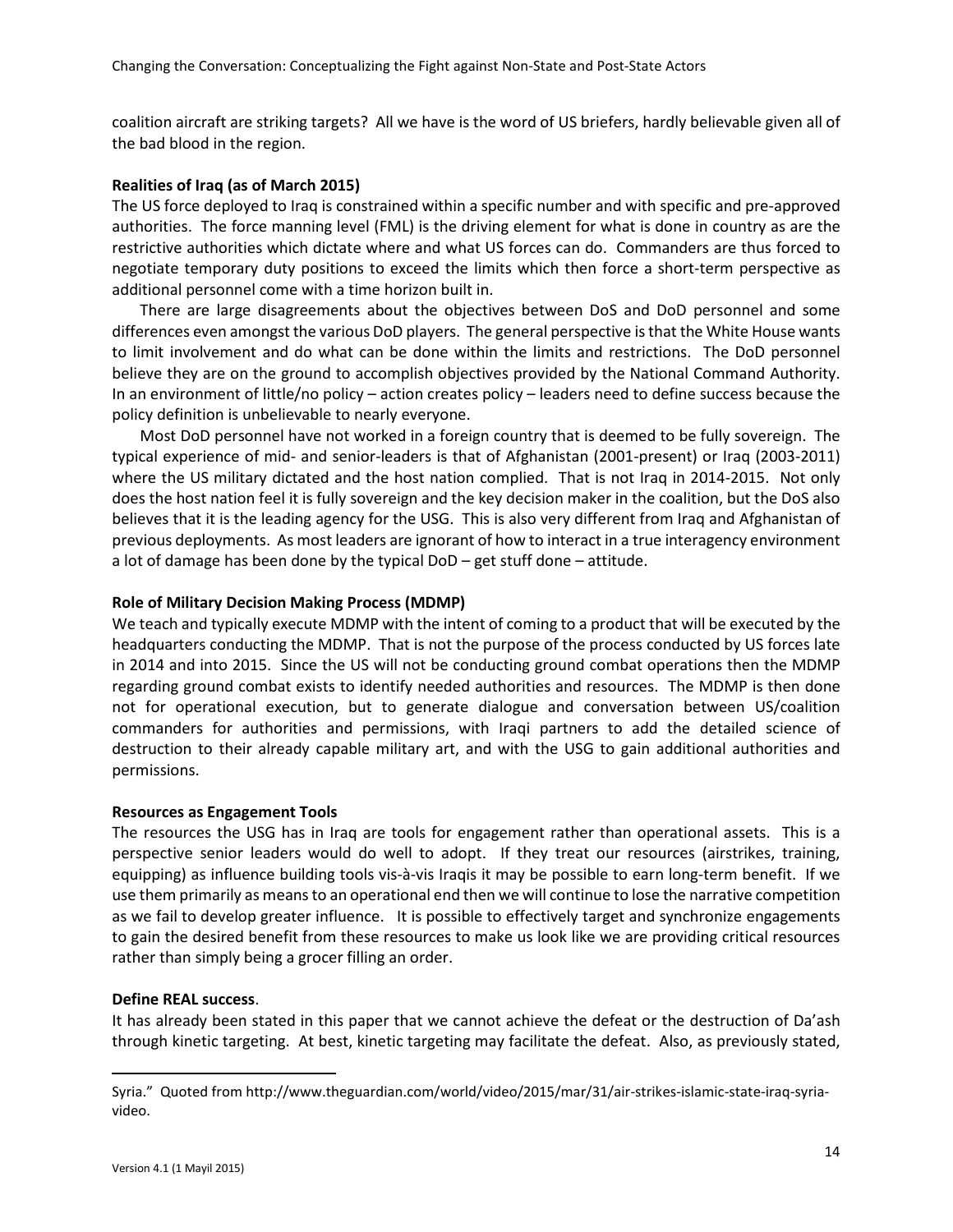coalition aircraft are striking targets? All we have is the word of US briefers, hardly believable given all of the bad blood in the region.

**Realities of Iraq (as of March 2015)**

The US force deployed to Iraq is constrained within a specific number and with specific and pre-approved authorities. The force manning level (FML) is the driving element for what is done in country as are the restrictive authorities which dictate where and what US forces can do. Commanders are thus forced to negotiate temporary duty positions to exceed the limits which then force a short-term perspective as additional personnel come with a time horizon built in.

There are large disagreements about the objectives between DoS and DoD personnel and some differences even amongst the various DoD players. The general perspective is that the White House wants to limit involvement and do what can be done within the limits and restrictions. The DoD personnel believe they are on the ground to accomplish objectives provided by the National Command Authority. In an environment of little/no policy – action creates policy – leaders need to define success because the policy definition is unbelievable to nearly everyone.

Most DoD personnel have not worked in a foreign country that is deemed to be fully sovereign. The typical experience of mid- and senior-leaders is that of Afghanistan (2001-present) or Iraq (2003-2011) where the US military dictated and the host nation complied. That is not Iraq in 2014-2015. Not only does the host nation feel it is fully sovereign and the key decision maker in the coalition, but the DoS also believes that it is the leading agency for the USG. This is also very different from Iraq and Afghanistan of previous deployments. As most leaders are ignorant of how to interact in a true interagency environment a lot of damage has been done by the typical DoD – get stuff done – attitude.

**Role of Military Decision Making Process (MDMP)**

We teach and typically execute MDMP with the intent of coming to a product that will be executed by the headquarters conducting the MDMP. That is not the purpose of the process conducted by US forces late in 2014 and into 2015. Since the US will not be conducting ground combat operations then the MDMP regarding ground combat exists to identify needed authorities and resources. The MDMP is then done not for operational execution, but to generate dialogue and conversation between US/coalition commanders for authorities and permissions, with Iraqi partners to add the detailed science of destruction to their already capable military art, and with the USG to gain additional authorities and permissions.

**Resources as Engagement Tools**

The resources the USG has in Iraq are tools for engagement rather than operational assets. This is a perspective senior leaders would do well to adopt. If they treat our resources (airstrikes, training, equipping) as influence building tools vis-à-vis Iraqis it may be possible to earn long-term benefit. If we use them primarily as means to an operational end then we will continue to lose the narrative competition as we fail to develop greater influence. It is possible to effectively target and synchronize engagements to gain the desired benefit from these resources to make us look like we are providing critical resources rather than simply being a grocer filling an order.

**Define REAL success**.

It has already been stated in this paper that we cannot achieve the defeat or the destruction of Da'ash through kinetic targeting. At best, kinetic targeting may facilitate the defeat. Also, as previously stated,

---

Syria." Quoted from http://www.theguardian.com/world/video/2015/mar/31/air-strikes-islamic-state-iraq-syria-video.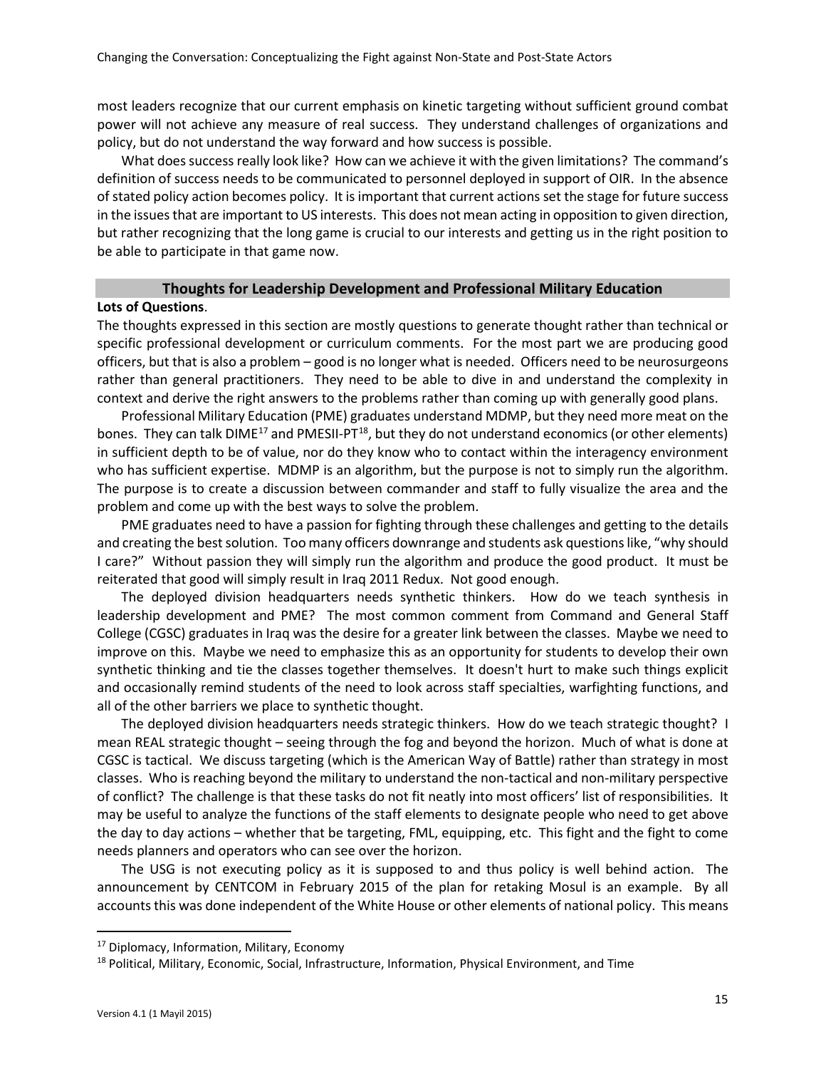most leaders recognize that our current emphasis on kinetic targeting without sufficient ground combat power will not achieve any measure of real success. They understand challenges of organizations and policy, but do not understand the way forward and how success is possible.

What does success really look like? How can we achieve it with the given limitations? The command's definition of success needs to be communicated to personnel deployed in support of OIR. In the absence of stated policy action becomes policy. It is important that current actions set the stage for future success in the issues that are important to US interests. This does not mean acting in opposition to given direction, but rather recognizing that the long game is crucial to our interests and getting us in the right position to be able to participate in that game now.

## Thoughts for Leadership Development and Professional Military Education

**Lots of Questions**.

The thoughts expressed in this section are mostly questions to generate thought rather than technical or specific professional development or curriculum comments. For the most part we are producing good officers, but that is also a problem – good is no longer what is needed. Officers need to be neurosurgeons rather than general practitioners. They need to be able to dive in and understand the complexity in context and derive the right answers to the problems rather than coming up with generally good plans.

Professional Military Education (PME) graduates understand MDMP, but they need more meat on the bones. They can talk DIME[17] and PMESII-PT[18], but they do not understand economics (or other elements) in sufficient depth to be of value, nor do they know who to contact within the interagency environment who has sufficient expertise. MDMP is an algorithm, but the purpose is not to simply run the algorithm. The purpose is to create a discussion between commander and staff to fully visualize the area and the problem and come up with the best ways to solve the problem.

PME graduates need to have a passion for fighting through these challenges and getting to the details and creating the best solution. Too many officers downrange and students ask questions like, "why should I care?" Without passion they will simply run the algorithm and produce the good product. It must be reiterated that good will simply result in Iraq 2011 Redux. Not good enough.

The deployed division headquarters needs synthetic thinkers. How do we teach synthesis in leadership development and PME? The most common comment from Command and General Staff College (CGSC) graduates in Iraq was the desire for a greater link between the classes. Maybe we need to improve on this. Maybe we need to emphasize this as an opportunity for students to develop their own synthetic thinking and tie the classes together themselves. It doesn't hurt to make such things explicit and occasionally remind students of the need to look across staff specialties, warfighting functions, and all of the other barriers we place to synthetic thought.

The deployed division headquarters needs strategic thinkers. How do we teach strategic thought? I mean REAL strategic thought – seeing through the fog and beyond the horizon. Much of what is done at CGSC is tactical. We discuss targeting (which is the American Way of Battle) rather than strategy in most classes. Who is reaching beyond the military to understand the non-tactical and non-military perspective of conflict? The challenge is that these tasks do not fit neatly into most officers' list of responsibilities. It may be useful to analyze the functions of the staff elements to designate people who need to get above the day to day actions – whether that be targeting, FML, equipping, etc. This fight and the fight to come needs planners and operators who can see over the horizon.

The USG is not executing policy as it is supposed to and thus policy is well behind action. The announcement by CENTCOM in February 2015 of the plan for retaking Mosul is an example. By all accounts this was done independent of the White House or other elements of national policy. This means

[17] Diplomacy, Information, Military, Economy

[18] Political, Military, Economic, Social, Infrastructure, Information, Physical Environment, and Time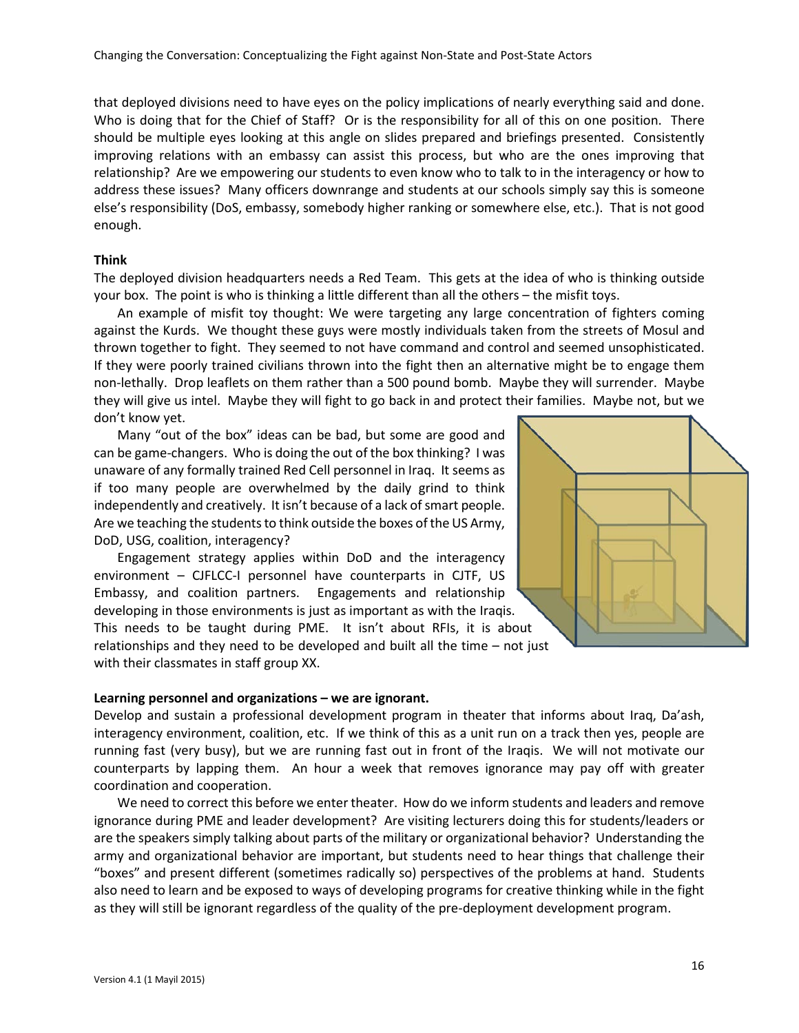that deployed divisions need to have eyes on the policy implications of nearly everything said and done. Who is doing that for the Chief of Staff? Or is the responsibility for all of this on one position. There should be multiple eyes looking at this angle on slides prepared and briefings presented. Consistently improving relations with an embassy can assist this process, but who are the ones improving that relationship? Are we empowering our students to even know who to talk to in the interagency or how to address these issues? Many officers downrange and students at our schools simply say this is someone else's responsibility (DoS, embassy, somebody higher ranking or somewhere else, etc.). That is not good enough.

**Think**

The deployed division headquarters needs a Red Team. This gets at the idea of who is thinking outside your box. The point is who is thinking a little different than all the others – the misfit toys.

An example of misfit toy thought: We were targeting any large concentration of fighters coming against the Kurds. We thought these guys were mostly individuals taken from the streets of Mosul and thrown together to fight. They seemed to not have command and control and seemed unsophisticated. If they were poorly trained civilians thrown into the fight then an alternative might be to engage them non-lethally. Drop leaflets on them rather than a 500 pound bomb. Maybe they will surrender. Maybe they will give us intel. Maybe they will fight to go back in and protect their families. Maybe not, but we don't know yet.

Many "out of the box" ideas can be bad, but some are good and can be game-changers. Who is doing the out of the box thinking? I was unaware of any formally trained Red Cell personnel in Iraq. It seems as if too many people are overwhelmed by the daily grind to think independently and creatively. It isn't because of a lack of smart people. Are we teaching the students to think outside the boxes of the US Army, DoD, USG, coalition, interagency?

Engagement strategy applies within DoD and the interagency environment – CJFLCC-I personnel have counterparts in CJTF, US Embassy, and coalition partners. Engagements and relationship developing in those environments is just as important as with the Iraqis. This needs to be taught during PME. It isn't about RFIs, it is about relationships and they need to be developed and built all the time – not just with their classmates in staff group XX.

**Learning personnel and organizations – we are ignorant.**

Develop and sustain a professional development program in theater that informs about Iraq, Da'ash, interagency environment, coalition, etc. If we think of this as a unit run on a track then yes, people are running fast (very busy), but we are running fast out in front of the Iraqis. We will not motivate our counterparts by lapping them. An hour a week that removes ignorance may pay off with greater coordination and cooperation.

We need to correct this before we enter theater. How do we inform students and leaders and remove ignorance during PME and leader development? Are visiting lecturers doing this for students/leaders or are the speakers simply talking about parts of the military or organizational behavior? Understanding the army and organizational behavior are important, but students need to hear things that challenge their "boxes" and present different (sometimes radically so) perspectives of the problems at hand. Students also need to learn and be exposed to ways of developing programs for creative thinking while in the fight as they will still be ignorant regardless of the quality of the pre-deployment development program.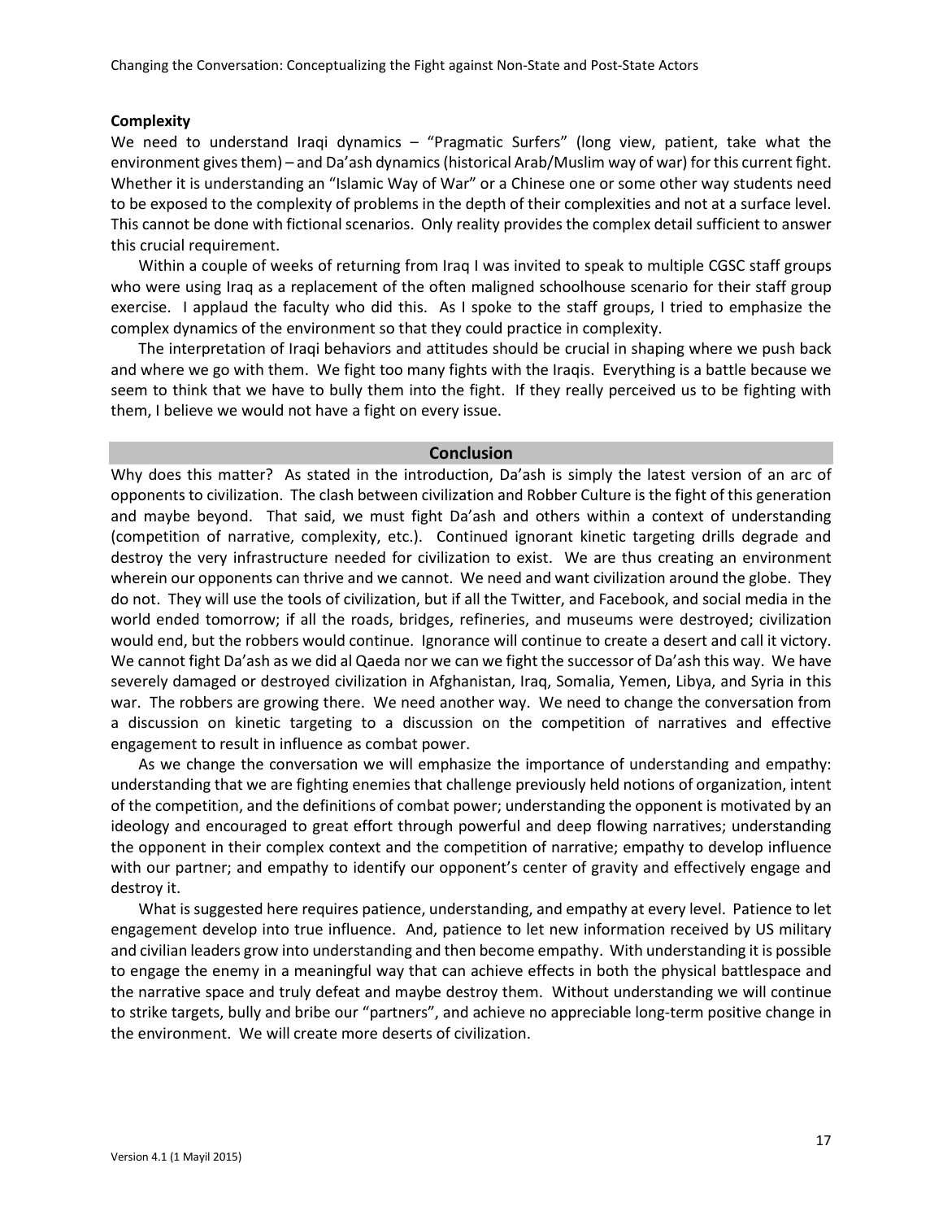**Complexity**

We need to understand Iraqi dynamics – "Pragmatic Surfers" (long view, patient, take what the environment gives them) – and Da'ash dynamics (historical Arab/Muslim way of war) for this current fight. Whether it is understanding an "Islamic Way of War" or a Chinese one or some other way students need to be exposed to the complexity of problems in the depth of their complexities and not at a surface level. This cannot be done with fictional scenarios. Only reality provides the complex detail sufficient to answer this crucial requirement.

Within a couple of weeks of returning from Iraq I was invited to speak to multiple CGSC staff groups who were using Iraq as a replacement of the often maligned schoolhouse scenario for their staff group exercise. I applaud the faculty who did this. As I spoke to the staff groups, I tried to emphasize the complex dynamics of the environment so that they could practice in complexity.

The interpretation of Iraqi behaviors and attitudes should be crucial in shaping where we push back and where we go with them. We fight too many fights with the Iraqis. Everything is a battle because we seem to think that we have to bully them into the fight. If they really perceived us to be fighting with them, I believe we would not have a fight on every issue.

## Conclusion

Why does this matter? As stated in the introduction, Da'ash is simply the latest version of an arc of opponents to civilization. The clash between civilization and Robber Culture is the fight of this generation and maybe beyond. That said, we must fight Da'ash and others within a context of understanding (competition of narrative, complexity, etc.). Continued ignorant kinetic targeting drills degrade and destroy the very infrastructure needed for civilization to exist. We are thus creating an environment wherein our opponents can thrive and we cannot. We need and want civilization around the globe. They do not. They will use the tools of civilization, but if all the Twitter, and Facebook, and social media in the world ended tomorrow; if all the roads, bridges, refineries, and museums were destroyed; civilization would end, but the robbers would continue. Ignorance will continue to create a desert and call it victory. We cannot fight Da'ash as we did al Qaeda nor we can we fight the successor of Da'ash this way. We have severely damaged or destroyed civilization in Afghanistan, Iraq, Somalia, Yemen, Libya, and Syria in this war. The robbers are growing there. We need another way. We need to change the conversation from a discussion on kinetic targeting to a discussion on the competition of narratives and effective engagement to result in influence as combat power.

As we change the conversation we will emphasize the importance of understanding and empathy: understanding that we are fighting enemies that challenge previously held notions of organization, intent of the competition, and the definitions of combat power; understanding the opponent is motivated by an ideology and encouraged to great effort through powerful and deep flowing narratives; understanding the opponent in their complex context and the competition of narrative; empathy to develop influence with our partner; and empathy to identify our opponent's center of gravity and effectively engage and destroy it.

What is suggested here requires patience, understanding, and empathy at every level. Patience to let engagement develop into true influence. And, patience to let new information received by US military and civilian leaders grow into understanding and then become empathy. With understanding it is possible to engage the enemy in a meaningful way that can achieve effects in both the physical battlespace and the narrative space and truly defeat and maybe destroy them. Without understanding we will continue to strike targets, bully and bribe our "partners", and achieve no appreciable long-term positive change in the environment. We will create more deserts of civilization.